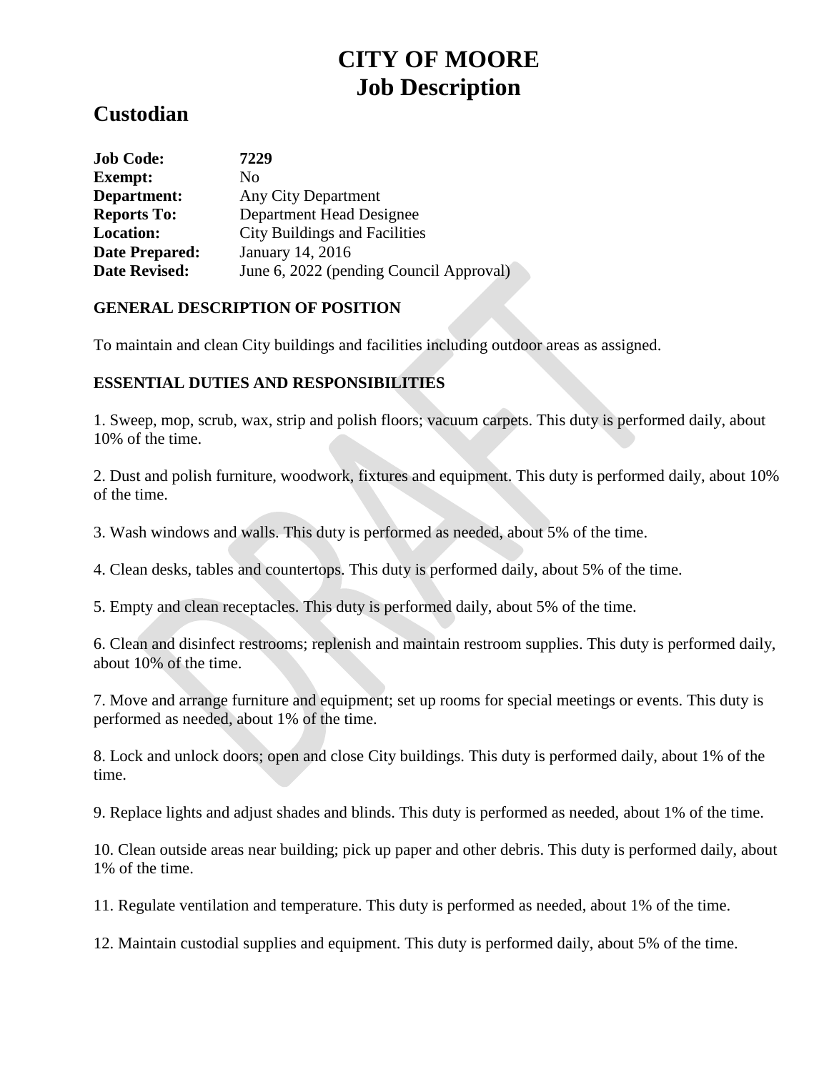# CITY OF MOORE
# Job Description

## Custodian

**Job Code:** **7229**
**Exempt:** No
**Department:** Any City Department
**Reports To:** Department Head Designee
**Location:** City Buildings and Facilities
**Date Prepared:** January 14, 2016
**Date Revised:** June 6, 2022 (pending Council Approval)

### GENERAL DESCRIPTION OF POSITION

To maintain and clean City buildings and facilities including outdoor areas as assigned.

### ESSENTIAL DUTIES AND RESPONSIBILITIES

1. Sweep, mop, scrub, wax, strip and polish floors; vacuum carpets. This duty is performed daily, about 10% of the time.

2. Dust and polish furniture, woodwork, fixtures and equipment. This duty is performed daily, about 10% of the time.

3. Wash windows and walls. This duty is performed as needed, about 5% of the time.

4. Clean desks, tables and countertops. This duty is performed daily, about 5% of the time.

5. Empty and clean receptacles. This duty is performed daily, about 5% of the time.

6. Clean and disinfect restrooms; replenish and maintain restroom supplies. This duty is performed daily, about 10% of the time.

7. Move and arrange furniture and equipment; set up rooms for special meetings or events. This duty is performed as needed, about 1% of the time.

8. Lock and unlock doors; open and close City buildings. This duty is performed daily, about 1% of the time.

9. Replace lights and adjust shades and blinds. This duty is performed as needed, about 1% of the time.

10. Clean outside areas near building; pick up paper and other debris. This duty is performed daily, about 1% of the time.

11. Regulate ventilation and temperature. This duty is performed as needed, about 1% of the time.

12. Maintain custodial supplies and equipment. This duty is performed daily, about 5% of the time.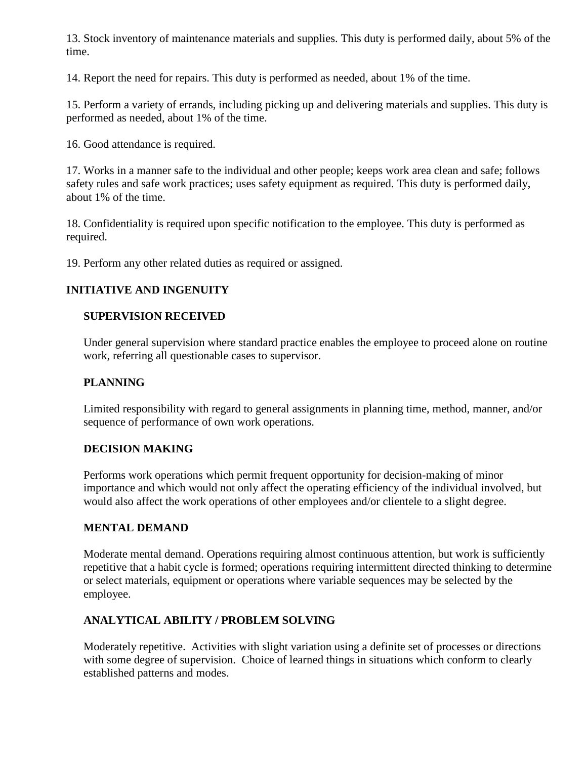13. Stock inventory of maintenance materials and supplies. This duty is performed daily, about 5% of the time.

14. Report the need for repairs. This duty is performed as needed, about 1% of the time.

15. Perform a variety of errands, including picking up and delivering materials and supplies. This duty is performed as needed, about 1% of the time.

16. Good attendance is required.

17. Works in a manner safe to the individual and other people; keeps work area clean and safe; follows safety rules and safe work practices; uses safety equipment as required. This duty is performed daily, about 1% of the time.

18. Confidentiality is required upon specific notification to the employee. This duty is performed as required.

19. Perform any other related duties as required or assigned.

## INITIATIVE AND INGENUITY

### SUPERVISION RECEIVED

Under general supervision where standard practice enables the employee to proceed alone on routine work, referring all questionable cases to supervisor.

### PLANNING

Limited responsibility with regard to general assignments in planning time, method, manner, and/or sequence of performance of own work operations.

### DECISION MAKING

Performs work operations which permit frequent opportunity for decision-making of minor importance and which would not only affect the operating efficiency of the individual involved, but would also affect the work operations of other employees and/or clientele to a slight degree.

### MENTAL DEMAND

Moderate mental demand. Operations requiring almost continuous attention, but work is sufficiently repetitive that a habit cycle is formed; operations requiring intermittent directed thinking to determine or select materials, equipment or operations where variable sequences may be selected by the employee.

### ANALYTICAL ABILITY / PROBLEM SOLVING

Moderately repetitive. Activities with slight variation using a definite set of processes or directions with some degree of supervision. Choice of learned things in situations which conform to clearly established patterns and modes.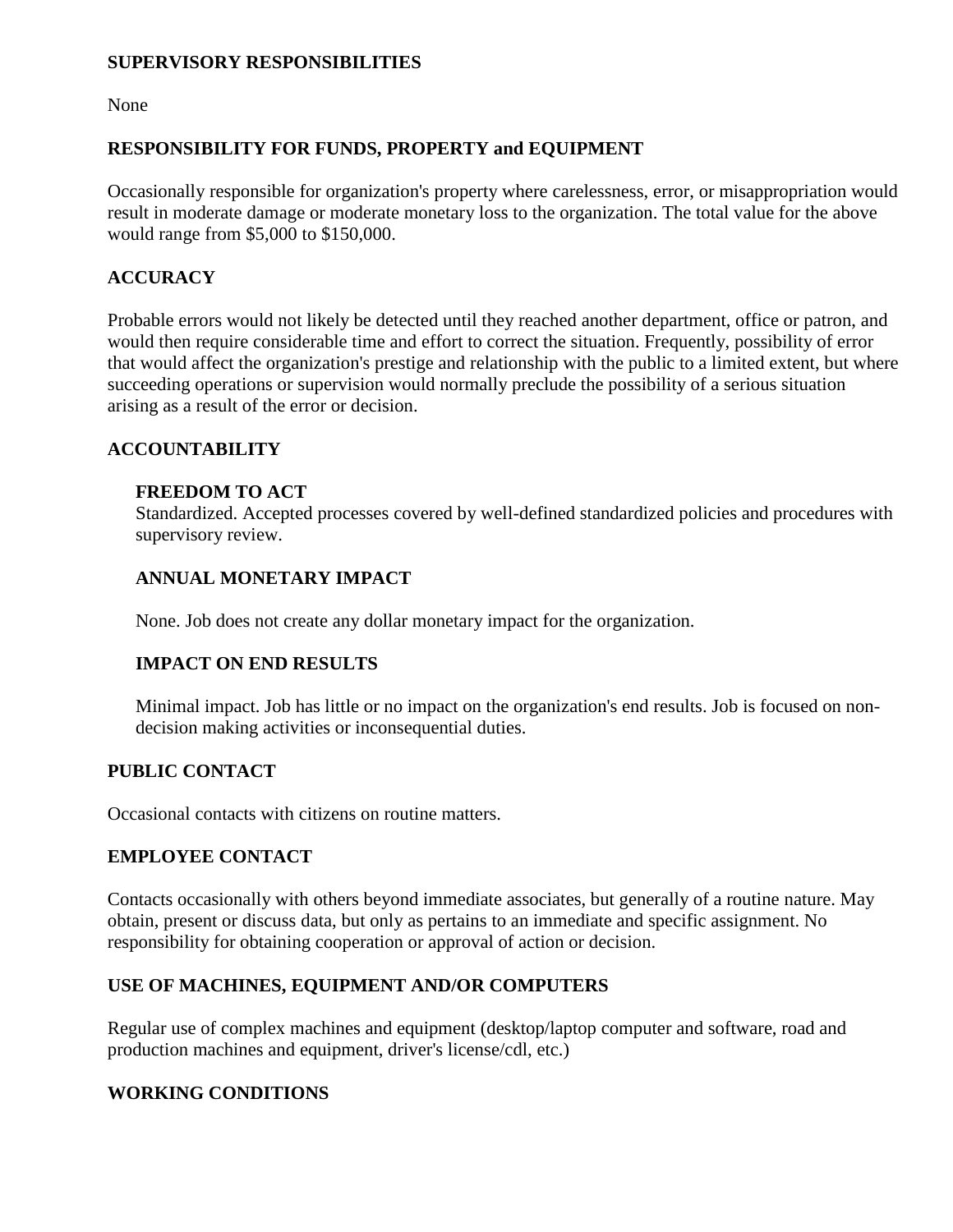## SUPERVISORY RESPONSIBILITIES

None

## RESPONSIBILITY FOR FUNDS, PROPERTY and EQUIPMENT

Occasionally responsible for organization's property where carelessness, error, or misappropriation would result in moderate damage or moderate monetary loss to the organization. The total value for the above would range from $5,000 to $150,000.

## ACCURACY

Probable errors would not likely be detected until they reached another department, office or patron, and would then require considerable time and effort to correct the situation. Frequently, possibility of error that would affect the organization's prestige and relationship with the public to a limited extent, but where succeeding operations or supervision would normally preclude the possibility of a serious situation arising as a result of the error or decision.

## ACCOUNTABILITY

### FREEDOM TO ACT

Standardized. Accepted processes covered by well-defined standardized policies and procedures with supervisory review.

### ANNUAL MONETARY IMPACT

None. Job does not create any dollar monetary impact for the organization.

### IMPACT ON END RESULTS

Minimal impact. Job has little or no impact on the organization's end results. Job is focused on non-decision making activities or inconsequential duties.

## PUBLIC CONTACT

Occasional contacts with citizens on routine matters.

## EMPLOYEE CONTACT

Contacts occasionally with others beyond immediate associates, but generally of a routine nature. May obtain, present or discuss data, but only as pertains to an immediate and specific assignment. No responsibility for obtaining cooperation or approval of action or decision.

## USE OF MACHINES, EQUIPMENT AND/OR COMPUTERS

Regular use of complex machines and equipment (desktop/laptop computer and software, road and production machines and equipment, driver's license/cdl, etc.)

## WORKING CONDITIONS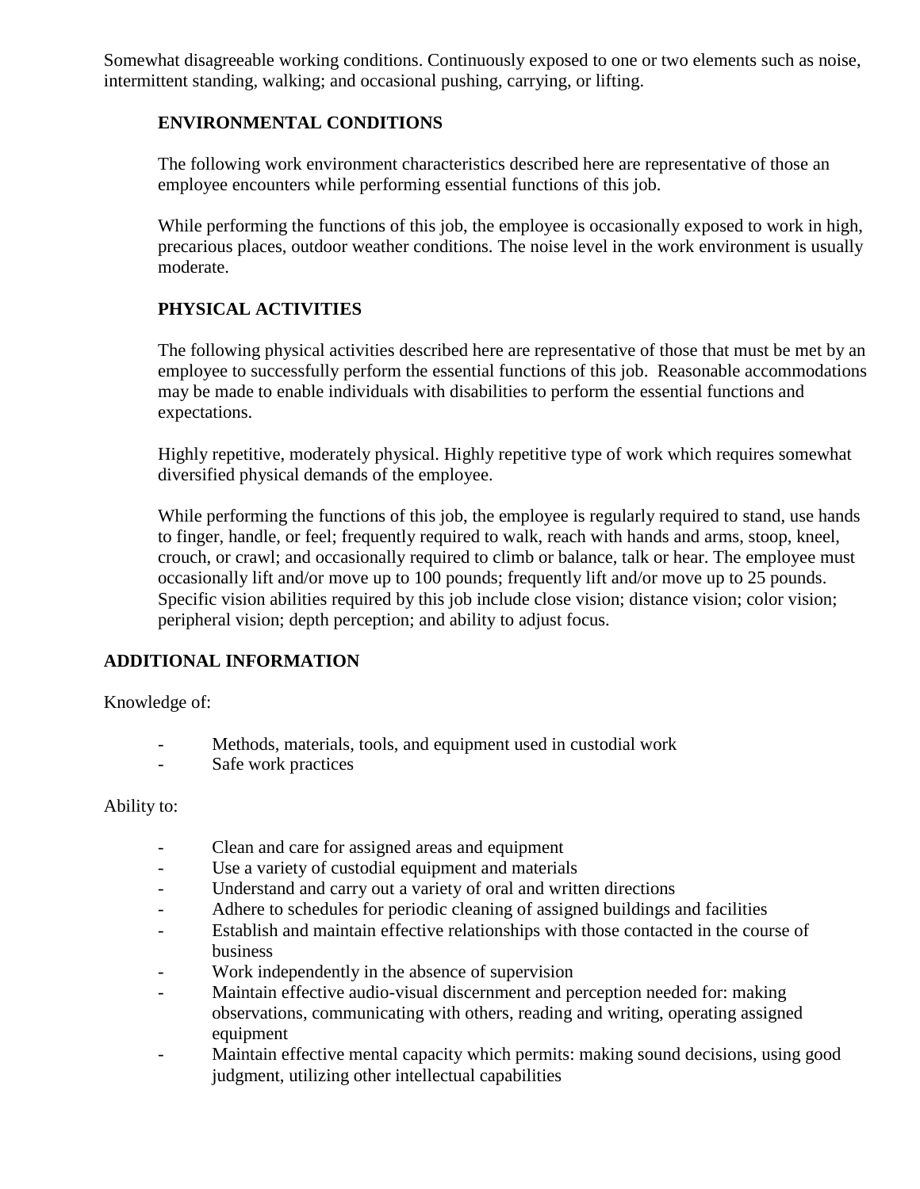Somewhat disagreeable working conditions. Continuously exposed to one or two elements such as noise, intermittent standing, walking; and occasional pushing, carrying, or lifting.

### ENVIRONMENTAL CONDITIONS

The following work environment characteristics described here are representative of those an employee encounters while performing essential functions of this job.

While performing the functions of this job, the employee is occasionally exposed to work in high, precarious places, outdoor weather conditions. The noise level in the work environment is usually moderate.

### PHYSICAL ACTIVITIES

The following physical activities described here are representative of those that must be met by an employee to successfully perform the essential functions of this job. Reasonable accommodations may be made to enable individuals with disabilities to perform the essential functions and expectations.

Highly repetitive, moderately physical. Highly repetitive type of work which requires somewhat diversified physical demands of the employee.

While performing the functions of this job, the employee is regularly required to stand, use hands to finger, handle, or feel; frequently required to walk, reach with hands and arms, stoop, kneel, crouch, or crawl; and occasionally required to climb or balance, talk or hear. The employee must occasionally lift and/or move up to 100 pounds; frequently lift and/or move up to 25 pounds. Specific vision abilities required by this job include close vision; distance vision; color vision; peripheral vision; depth perception; and ability to adjust focus.

## ADDITIONAL INFORMATION

Knowledge of:

- Methods, materials, tools, and equipment used in custodial work
- Safe work practices

Ability to:

- Clean and care for assigned areas and equipment
- Use a variety of custodial equipment and materials
- Understand and carry out a variety of oral and written directions
- Adhere to schedules for periodic cleaning of assigned buildings and facilities
- Establish and maintain effective relationships with those contacted in the course of business
- Work independently in the absence of supervision
- Maintain effective audio-visual discernment and perception needed for: making observations, communicating with others, reading and writing, operating assigned equipment
- Maintain effective mental capacity which permits: making sound decisions, using good judgment, utilizing other intellectual capabilities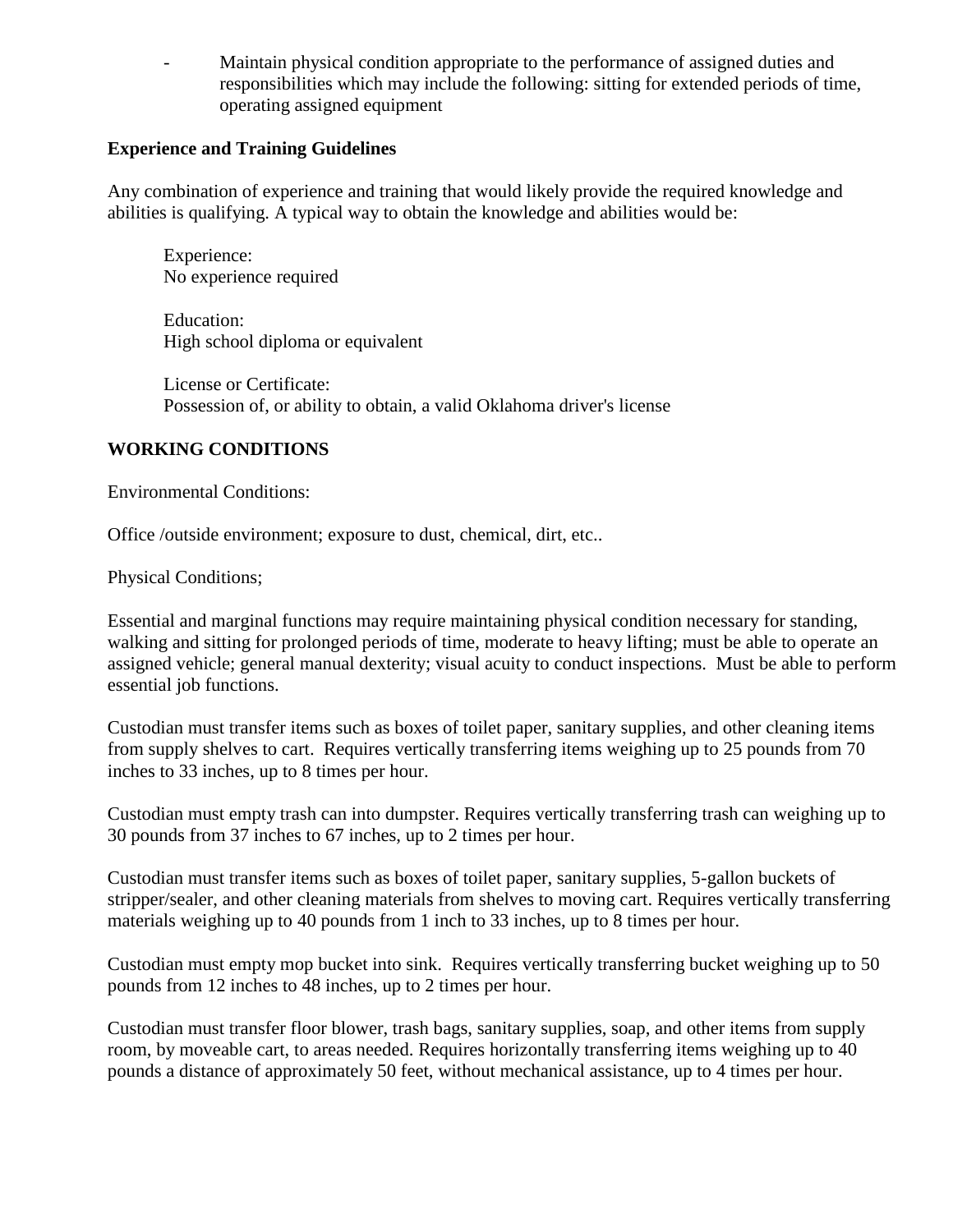- Maintain physical condition appropriate to the performance of assigned duties and responsibilities which may include the following: sitting for extended periods of time, operating assigned equipment

**Experience and Training Guidelines**

Any combination of experience and training that would likely provide the required knowledge and abilities is qualifying. A typical way to obtain the knowledge and abilities would be:

Experience:
No experience required

Education:
High school diploma or equivalent

License or Certificate:
Possession of, or ability to obtain, a valid Oklahoma driver's license

**WORKING CONDITIONS**

Environmental Conditions:

Office /outside environment; exposure to dust, chemical, dirt, etc..

Physical Conditions;

Essential and marginal functions may require maintaining physical condition necessary for standing, walking and sitting for prolonged periods of time, moderate to heavy lifting; must be able to operate an assigned vehicle; general manual dexterity; visual acuity to conduct inspections. Must be able to perform essential job functions.

Custodian must transfer items such as boxes of toilet paper, sanitary supplies, and other cleaning items from supply shelves to cart. Requires vertically transferring items weighing up to 25 pounds from 70 inches to 33 inches, up to 8 times per hour.

Custodian must empty trash can into dumpster. Requires vertically transferring trash can weighing up to 30 pounds from 37 inches to 67 inches, up to 2 times per hour.

Custodian must transfer items such as boxes of toilet paper, sanitary supplies, 5-gallon buckets of stripper/sealer, and other cleaning materials from shelves to moving cart. Requires vertically transferring materials weighing up to 40 pounds from 1 inch to 33 inches, up to 8 times per hour.

Custodian must empty mop bucket into sink. Requires vertically transferring bucket weighing up to 50 pounds from 12 inches to 48 inches, up to 2 times per hour.

Custodian must transfer floor blower, trash bags, sanitary supplies, soap, and other items from supply room, by moveable cart, to areas needed. Requires horizontally transferring items weighing up to 40 pounds a distance of approximately 50 feet, without mechanical assistance, up to 4 times per hour.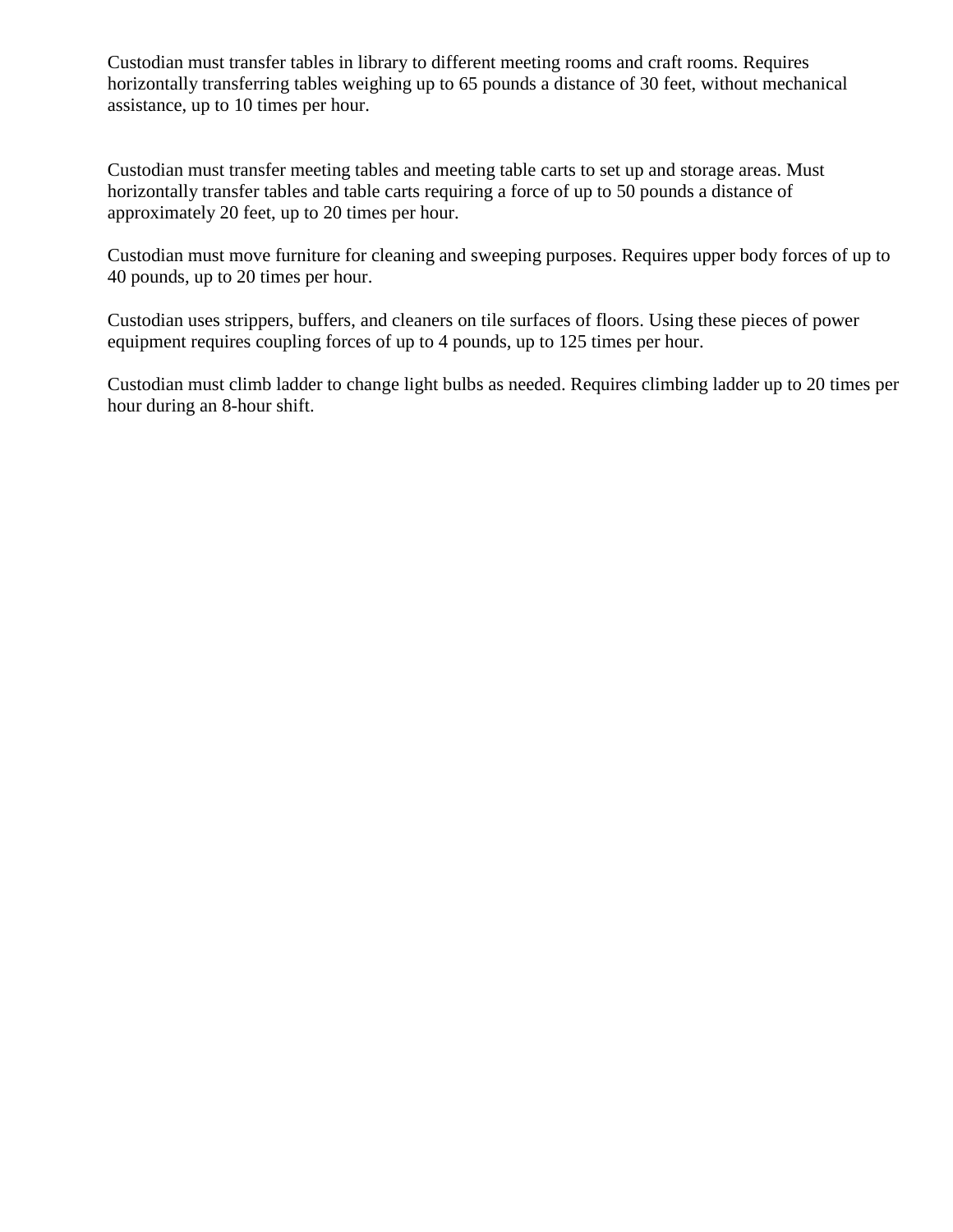Custodian must transfer tables in library to different meeting rooms and craft rooms. Requires horizontally transferring tables weighing up to 65 pounds a distance of 30 feet, without mechanical assistance, up to 10 times per hour.

Custodian must transfer meeting tables and meeting table carts to set up and storage areas. Must horizontally transfer tables and table carts requiring a force of up to 50 pounds a distance of approximately 20 feet, up to 20 times per hour.

Custodian must move furniture for cleaning and sweeping purposes. Requires upper body forces of up to 40 pounds, up to 20 times per hour.

Custodian uses strippers, buffers, and cleaners on tile surfaces of floors. Using these pieces of power equipment requires coupling forces of up to 4 pounds, up to 125 times per hour.

Custodian must climb ladder to change light bulbs as needed. Requires climbing ladder up to 20 times per hour during an 8-hour shift.